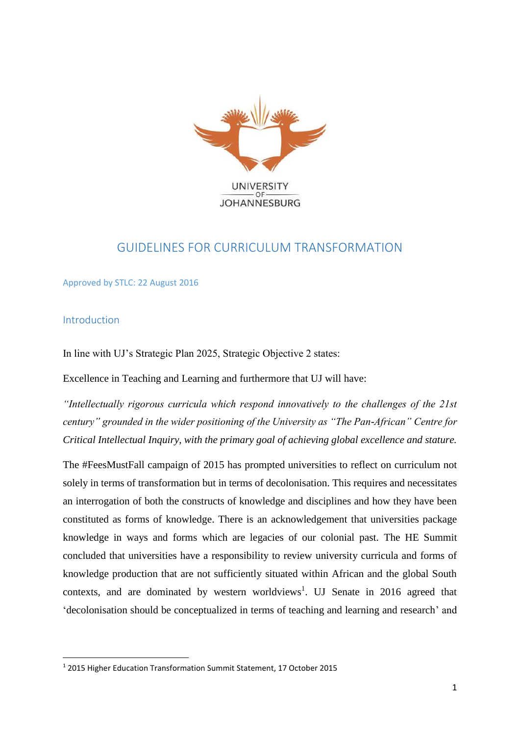UNIVERSITY
OF
JOHANNESBURG

# GUIDELINES FOR CURRICULUM TRANSFORMATION

Approved by STLC: 22 August 2016

## Introduction

In line with UJ's Strategic Plan 2025, Strategic Objective 2 states:

Excellence in Teaching and Learning and furthermore that UJ will have:

*"Intellectually rigorous curricula which respond innovatively to the challenges of the 21st century" grounded in the wider positioning of the University as "The Pan-African" Centre for Critical Intellectual Inquiry, with the primary goal of achieving global excellence and stature.*

The #FeesMustFall campaign of 2015 has prompted universities to reflect on curriculum not solely in terms of transformation but in terms of decolonisation. This requires and necessitates an interrogation of both the constructs of knowledge and disciplines and how they have been constituted as forms of knowledge. There is an acknowledgement that universities package knowledge in ways and forms which are legacies of our colonial past. The HE Summit concluded that universities have a responsibility to review university curricula and forms of knowledge production that are not sufficiently situated within African and the global South contexts, and are dominated by western worldviews[1]. UJ Senate in 2016 agreed that 'decolonisation should be conceptualized in terms of teaching and learning and research' and

[1] 2015 Higher Education Transformation Summit Statement, 17 October 2015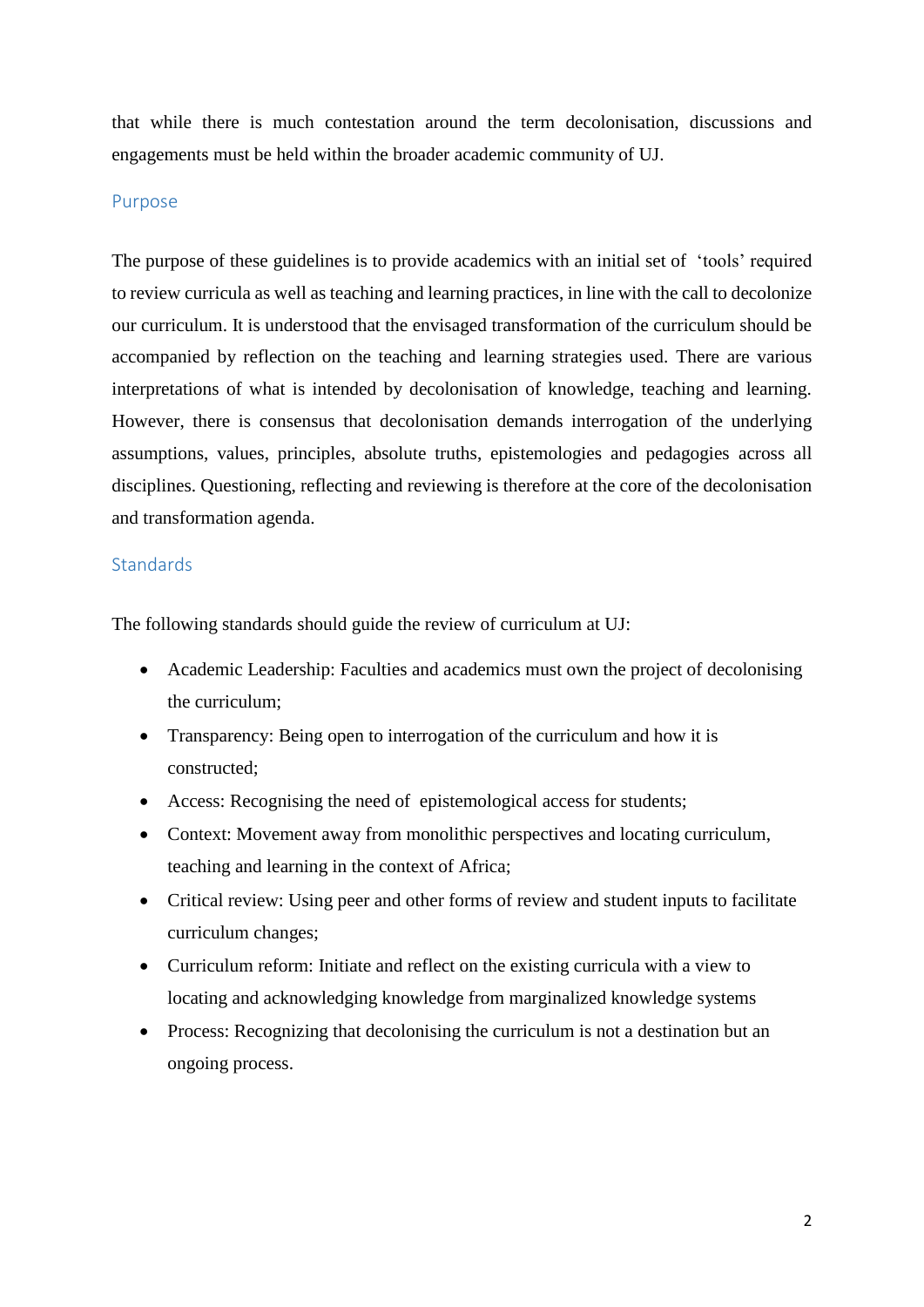that while there is much contestation around the term decolonisation, discussions and engagements must be held within the broader academic community of UJ.

## Purpose

The purpose of these guidelines is to provide academics with an initial set of 'tools' required to review curricula as well as teaching and learning practices, in line with the call to decolonize our curriculum. It is understood that the envisaged transformation of the curriculum should be accompanied by reflection on the teaching and learning strategies used. There are various interpretations of what is intended by decolonisation of knowledge, teaching and learning. However, there is consensus that decolonisation demands interrogation of the underlying assumptions, values, principles, absolute truths, epistemologies and pedagogies across all disciplines. Questioning, reflecting and reviewing is therefore at the core of the decolonisation and transformation agenda.

## Standards

The following standards should guide the review of curriculum at UJ:

- Academic Leadership: Faculties and academics must own the project of decolonising the curriculum;
- Transparency: Being open to interrogation of the curriculum and how it is constructed;
- Access: Recognising the need of epistemological access for students;
- Context: Movement away from monolithic perspectives and locating curriculum, teaching and learning in the context of Africa;
- Critical review: Using peer and other forms of review and student inputs to facilitate curriculum changes;
- Curriculum reform: Initiate and reflect on the existing curricula with a view to locating and acknowledging knowledge from marginalized knowledge systems
- Process: Recognizing that decolonising the curriculum is not a destination but an ongoing process.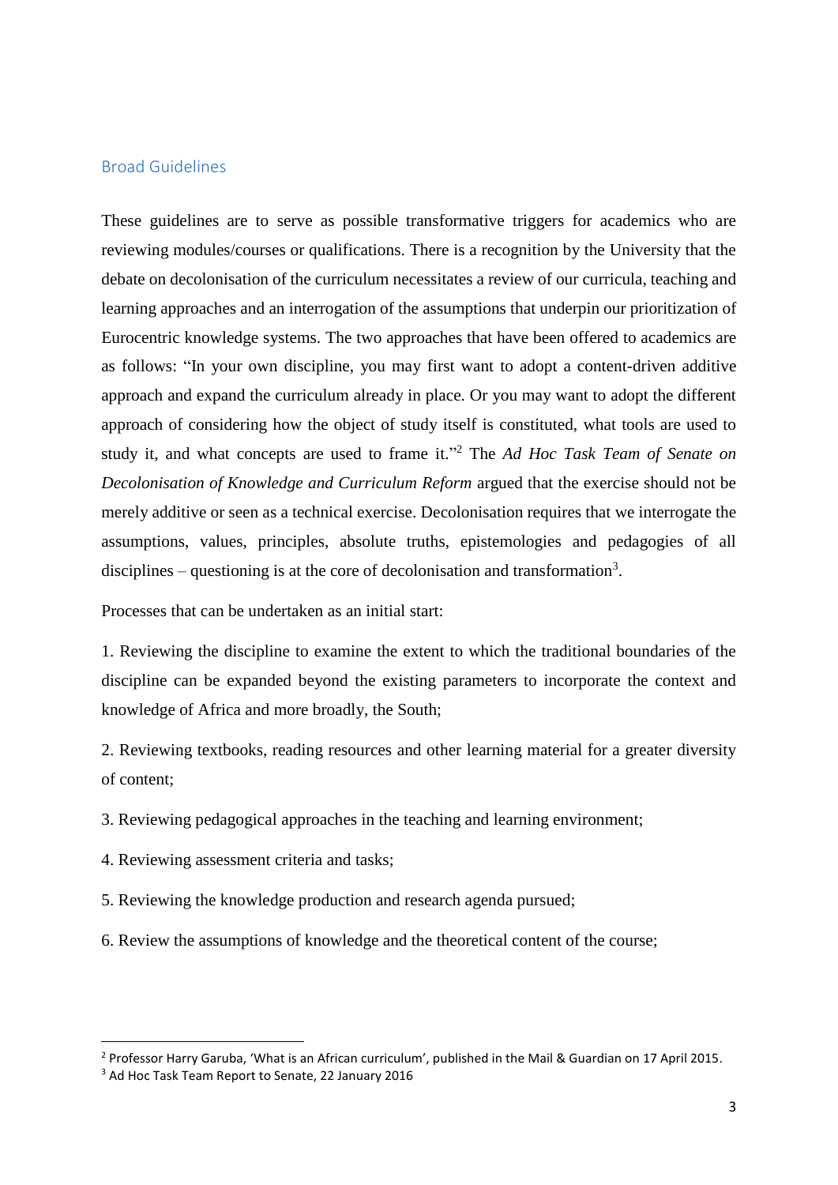## Broad Guidelines

These guidelines are to serve as possible transformative triggers for academics who are reviewing modules/courses or qualifications. There is a recognition by the University that the debate on decolonisation of the curriculum necessitates a review of our curricula, teaching and learning approaches and an interrogation of the assumptions that underpin our prioritization of Eurocentric knowledge systems. The two approaches that have been offered to academics are as follows: "In your own discipline, you may first want to adopt a content-driven additive approach and expand the curriculum already in place. Or you may want to adopt the different approach of considering how the object of study itself is constituted, what tools are used to study it, and what concepts are used to frame it."[2] The *Ad Hoc Task Team of Senate on Decolonisation of Knowledge and Curriculum Reform* argued that the exercise should not be merely additive or seen as a technical exercise. Decolonisation requires that we interrogate the assumptions, values, principles, absolute truths, epistemologies and pedagogies of all disciplines – questioning is at the core of decolonisation and transformation[3].

Processes that can be undertaken as an initial start:

1. Reviewing the discipline to examine the extent to which the traditional boundaries of the discipline can be expanded beyond the existing parameters to incorporate the context and knowledge of Africa and more broadly, the South;

2. Reviewing textbooks, reading resources and other learning material for a greater diversity of content;

3. Reviewing pedagogical approaches in the teaching and learning environment;

4. Reviewing assessment criteria and tasks;

5. Reviewing the knowledge production and research agenda pursued;

6. Review the assumptions of knowledge and the theoretical content of the course;

---

[2] Professor Harry Garuba, 'What is an African curriculum', published in the Mail & Guardian on 17 April 2015.

[3] Ad Hoc Task Team Report to Senate, 22 January 2016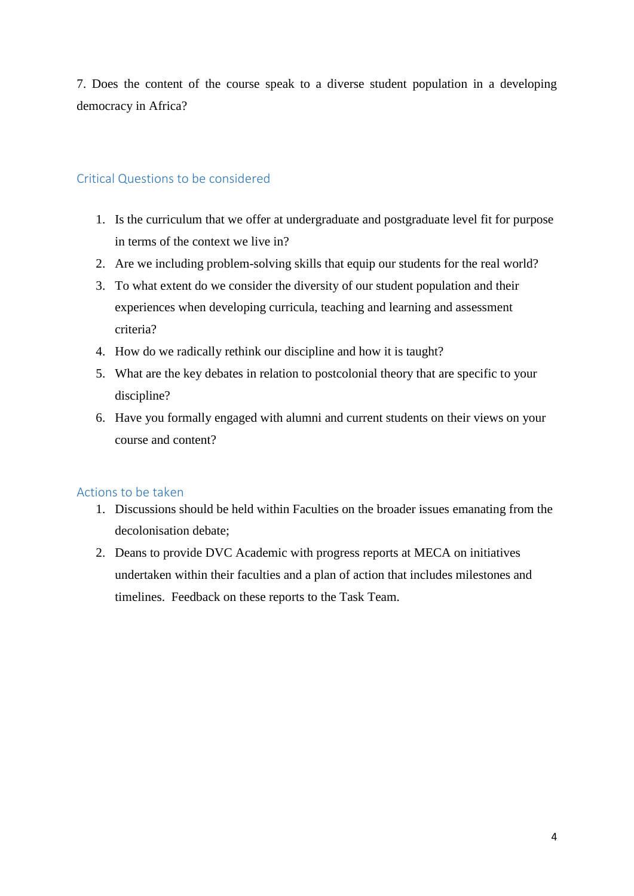7. Does the content of the course speak to a diverse student population in a developing democracy in Africa?

## Critical Questions to be considered

1. Is the curriculum that we offer at undergraduate and postgraduate level fit for purpose in terms of the context we live in?
2. Are we including problem-solving skills that equip our students for the real world?
3. To what extent do we consider the diversity of our student population and their experiences when developing curricula, teaching and learning and assessment criteria?
4. How do we radically rethink our discipline and how it is taught?
5. What are the key debates in relation to postcolonial theory that are specific to your discipline?
6. Have you formally engaged with alumni and current students on their views on your course and content?

## Actions to be taken

1. Discussions should be held within Faculties on the broader issues emanating from the decolonisation debate;
2. Deans to provide DVC Academic with progress reports at MECA on initiatives undertaken within their faculties and a plan of action that includes milestones and timelines. Feedback on these reports to the Task Team.